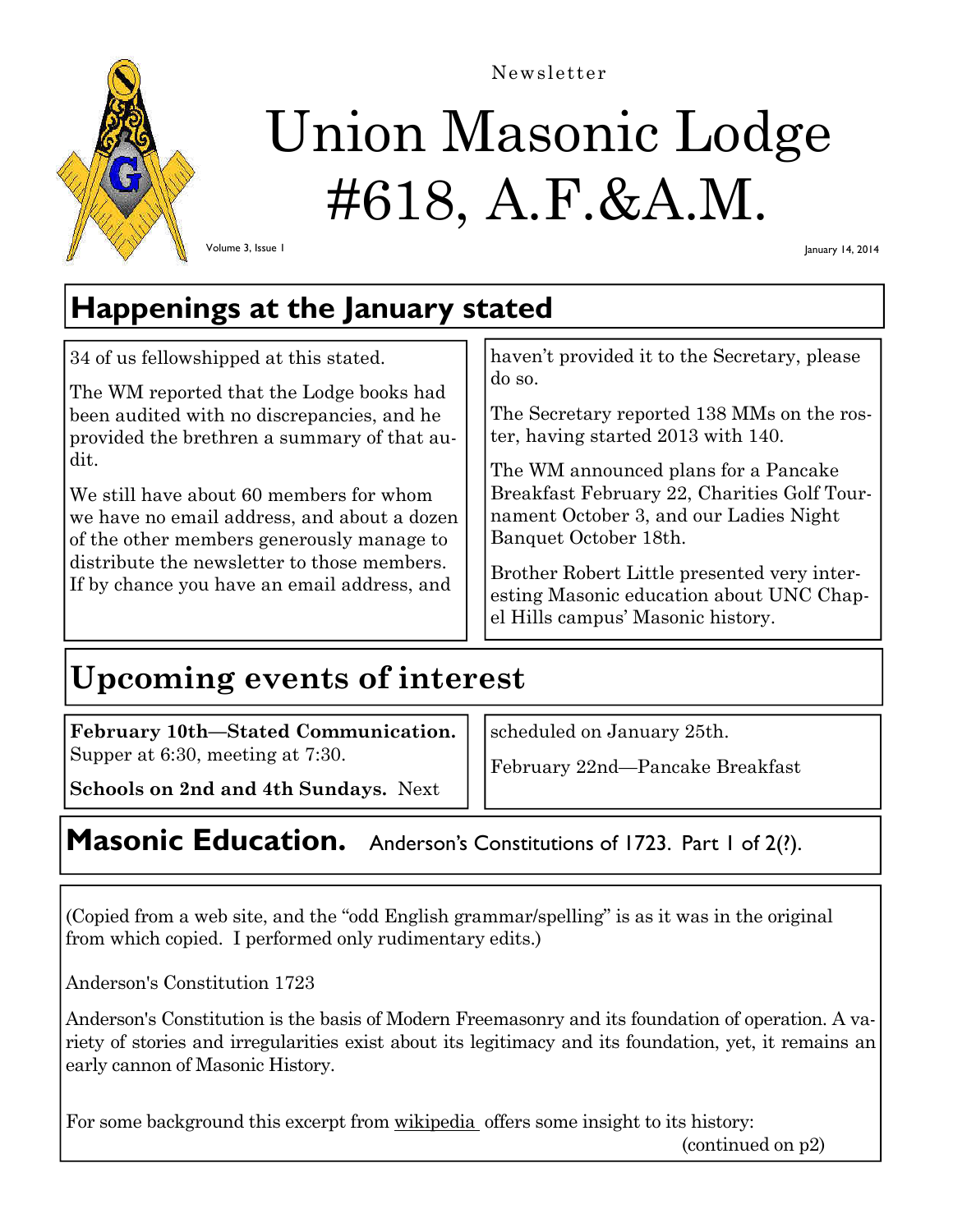Newsletter

# Union Masonic Lodge #618, A.F.&A.M.

Volume 3, Issue 1

January 14, 2014

## Happenings at the January stated

34 of us fellowshipped at this stated.

The WM reported that the Lodge books had been audited with no discrepancies, and he provided the brethren a summary of that audit.

We still have about 60 members for whom we have no email address, and about a dozen of the other members generously manage to distribute the newsletter to those members. If by chance you have an email address, and haven't provided it to the Secretary, please do so.

The Secretary reported 138 MMs on the roster, having started 2013 with 140.

The WM announced plans for a Pancake Breakfast February 22, Charities Golf Tournament October 3, and our Ladies Night Banquet October 18th.

Brother Robert Little presented very interesting Masonic education about UNC Chapel Hills campus' Masonic history.

## Upcoming events of interest

**February 10th—Stated Communication.** Supper at 6:30, meeting at 7:30.

**Schools on 2nd and 4th Sundays.** Next scheduled on January 25th.

February 22nd—Pancake Breakfast

## Masonic Education. Anderson's Constitutions of 1723. Part 1 of 2(?).

(Copied from a web site, and the "odd English grammar/spelling" is as it was in the original from which copied. I performed only rudimentary edits.)

Anderson's Constitution 1723

Anderson's Constitution is the basis of Modern Freemasonry and its foundation of operation. A variety of stories and irregularities exist about its legitimacy and its foundation, yet, it remains an early cannon of Masonic History.

For some background this excerpt from wikipedia offers some insight to its history:

(continued on p2)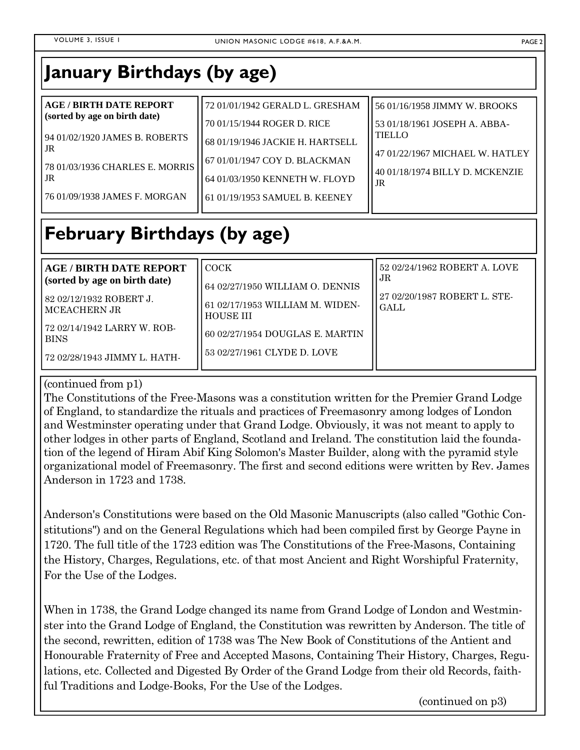# January Birthdays (by age)

**AGE / BIRTH DATE REPORT (sorted by age on birth date)**

94 01/02/1920 JAMES B. ROBERTS JR

78 01/03/1936 CHARLES E. MORRIS JR

76 01/09/1938 JAMES F. MORGAN

72 01/01/1942 GERALD L. GRESHAM

70 01/15/1944 ROGER D. RICE

68 01/19/1946 JACKIE H. HARTSELL

67 01/01/1947 COY D. BLACKMAN

64 01/03/1950 KENNETH W. FLOYD

61 01/19/1953 SAMUEL B. KEENEY

56 01/16/1958 JIMMY W. BROOKS

53 01/18/1961 JOSEPH A. ABBATIELLO

47 01/22/1967 MICHAEL W. HATLEY

40 01/18/1974 BILLY D. MCKENZIE JR

# February Birthdays (by age)

**AGE / BIRTH DATE REPORT (sorted by age on birth date)**

82 02/12/1932 ROBERT J. MCEACHERN JR

72 02/14/1942 LARRY W. ROBBINS

72 02/28/1943 JIMMY L. HATHCOCK

64 02/27/1950 WILLIAM O. DENNIS

61 02/17/1953 WILLIAM M. WIDENHOUSE III

60 02/27/1954 DOUGLAS E. MARTIN

53 02/27/1961 CLYDE D. LOVE

52 02/24/1962 ROBERT A. LOVE JR

27 02/20/1987 ROBERT L. STEGALL

(continued from p1)

The Constitutions of the Free-Masons was a constitution written for the Premier Grand Lodge of England, to standardize the rituals and practices of Freemasonry among lodges of London and Westminster operating under that Grand Lodge. Obviously, it was not meant to apply to other lodges in other parts of England, Scotland and Ireland. The constitution laid the foundation of the legend of Hiram Abif King Solomon's Master Builder, along with the pyramid style organizational model of Freemasonry. The first and second editions were written by Rev. James Anderson in 1723 and 1738.

Anderson's Constitutions were based on the Old Masonic Manuscripts (also called "Gothic Constitutions") and on the General Regulations which had been compiled first by George Payne in 1720. The full title of the 1723 edition was The Constitutions of the Free-Masons, Containing the History, Charges, Regulations, etc. of that most Ancient and Right Worshipful Fraternity, For the Use of the Lodges.

When in 1738, the Grand Lodge changed its name from Grand Lodge of London and Westminster into the Grand Lodge of England, the Constitution was rewritten by Anderson. The title of the second, rewritten, edition of 1738 was The New Book of Constitutions of the Antient and Honourable Fraternity of Free and Accepted Masons, Containing Their History, Charges, Regulations, etc. Collected and Digested By Order of the Grand Lodge from their old Records, faithful Traditions and Lodge-Books, For the Use of the Lodges.

(continued on p3)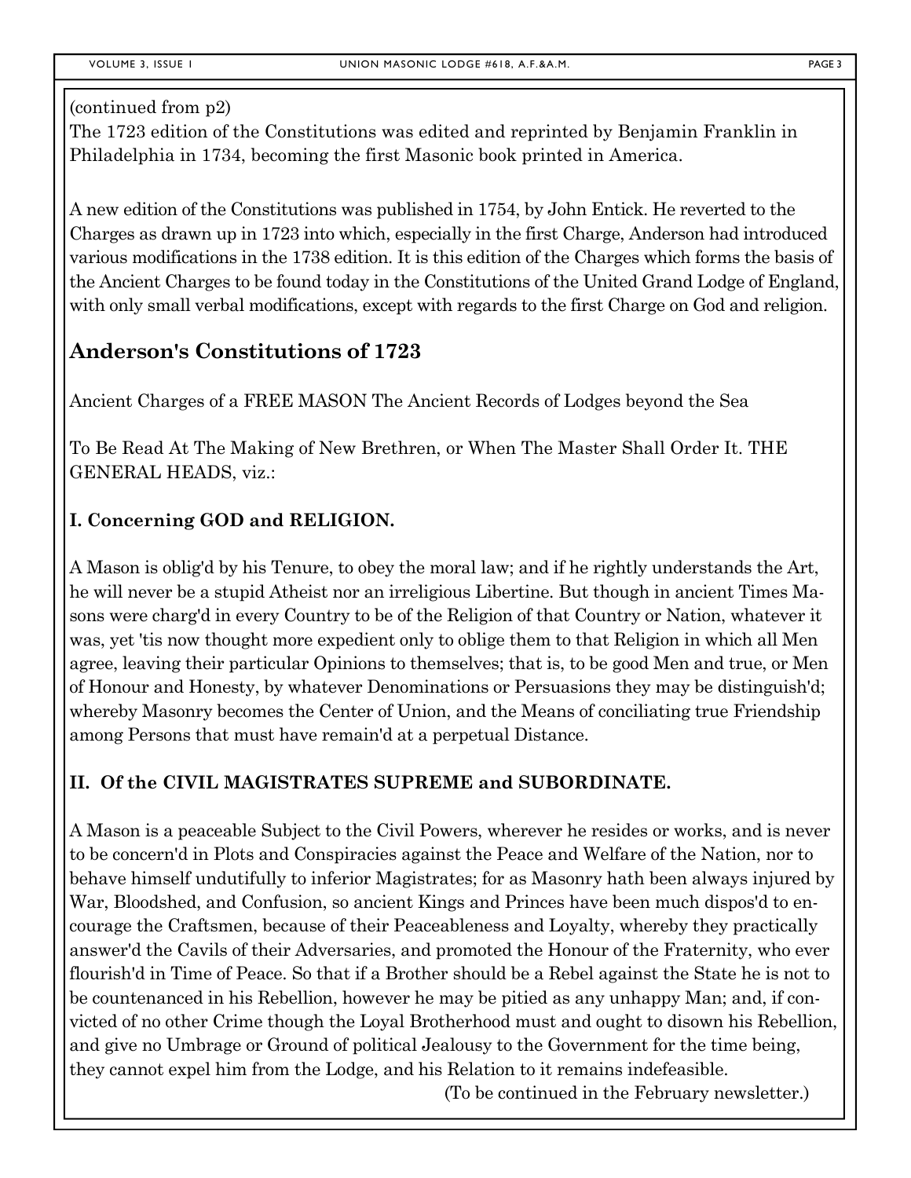(continued from p2)
The 1723 edition of the Constitutions was edited and reprinted by Benjamin Franklin in Philadelphia in 1734, becoming the first Masonic book printed in America.

A new edition of the Constitutions was published in 1754, by John Entick. He reverted to the Charges as drawn up in 1723 into which, especially in the first Charge, Anderson had introduced various modifications in the 1738 edition. It is this edition of the Charges which forms the basis of the Ancient Charges to be found today in the Constitutions of the United Grand Lodge of England, with only small verbal modifications, except with regards to the first Charge on God and religion.

## Anderson's Constitutions of 1723

Ancient Charges of a FREE MASON The Ancient Records of Lodges beyond the Sea

To Be Read At The Making of New Brethren, or When The Master Shall Order It. THE GENERAL HEADS, viz.:

### I. Concerning GOD and RELIGION.

A Mason is oblig'd by his Tenure, to obey the moral law; and if he rightly understands the Art, he will never be a stupid Atheist nor an irreligious Libertine. But though in ancient Times Masons were charg'd in every Country to be of the Religion of that Country or Nation, whatever it was, yet 'tis now thought more expedient only to oblige them to that Religion in which all Men agree, leaving their particular Opinions to themselves; that is, to be good Men and true, or Men of Honour and Honesty, by whatever Denominations or Persuasions they may be distinguish'd; whereby Masonry becomes the Center of Union, and the Means of conciliating true Friendship among Persons that must have remain'd at a perpetual Distance.

### II. Of the CIVIL MAGISTRATES SUPREME and SUBORDINATE.

A Mason is a peaceable Subject to the Civil Powers, wherever he resides or works, and is never to be concern'd in Plots and Conspiracies against the Peace and Welfare of the Nation, nor to behave himself undutifully to inferior Magistrates; for as Masonry hath been always injured by War, Bloodshed, and Confusion, so ancient Kings and Princes have been much dispos'd to encourage the Craftsmen, because of their Peaceableness and Loyalty, whereby they practically answer'd the Cavils of their Adversaries, and promoted the Honour of the Fraternity, who ever flourish'd in Time of Peace. So that if a Brother should be a Rebel against the State he is not to be countenanced in his Rebellion, however he may be pitied as any unhappy Man; and, if convicted of no other Crime though the Loyal Brotherhood must and ought to disown his Rebellion, and give no Umbrage or Ground of political Jealousy to the Government for the time being, they cannot expel him from the Lodge, and his Relation to it remains indefeasible.

(To be continued in the February newsletter.)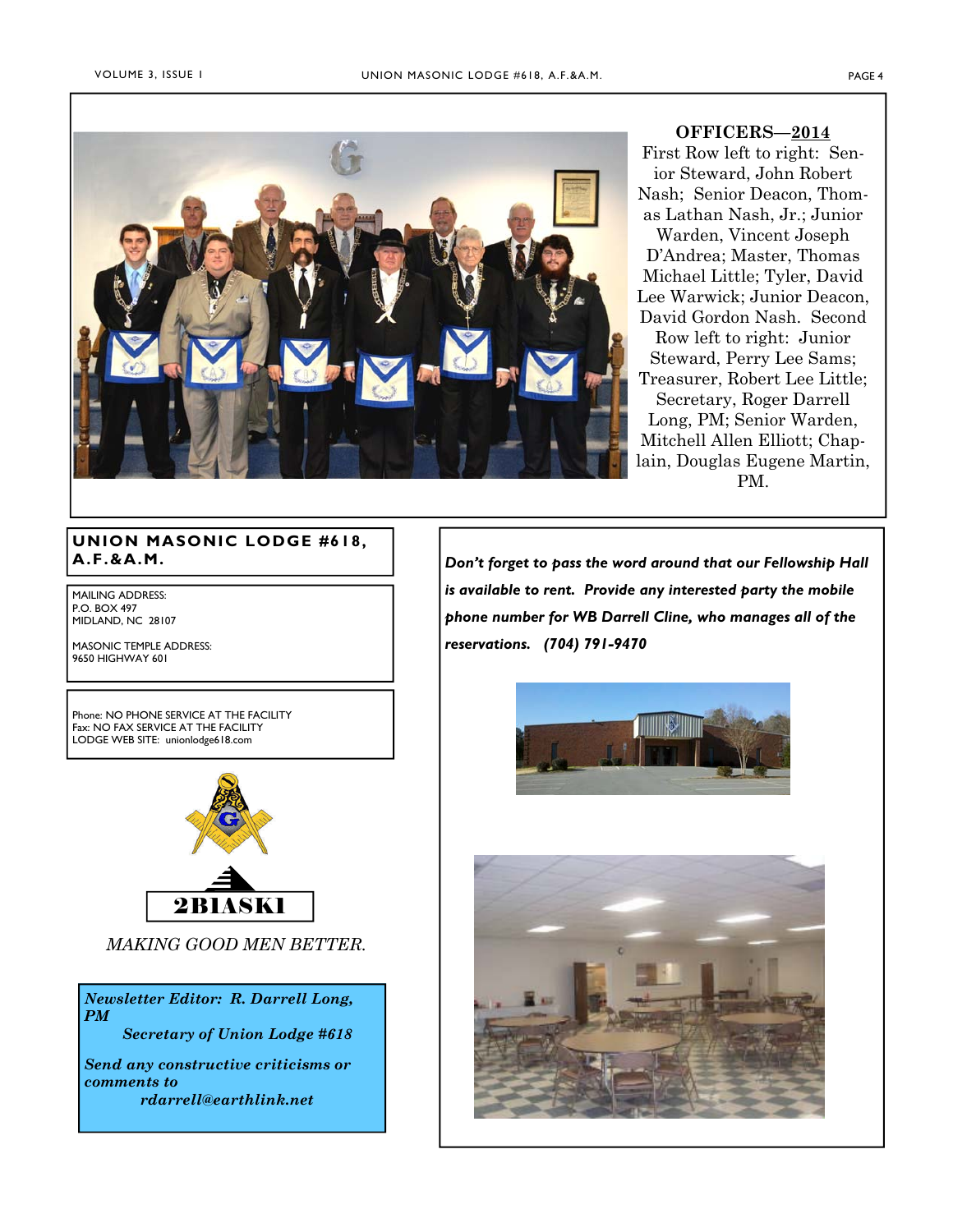**OFFICERS—2014**

First Row left to right: Senior Steward, John Robert Nash; Senior Deacon, Thomas Lathan Nash, Jr.; Junior Warden, Vincent Joseph D'Andrea; Master, Thomas Michael Little; Tyler, David Lee Warwick; Junior Deacon, David Gordon Nash. Second Row left to right: Junior Steward, Perry Lee Sams; Treasurer, Robert Lee Little; Secretary, Roger Darrell Long, PM; Senior Warden, Mitchell Allen Elliott; Chaplain, Douglas Eugene Martin, PM.

## UNION MASONIC LODGE #618, A.F.&A.M.

MAILING ADDRESS:
P.O. BOX 497
MIDLAND, NC 28107

MASONIC TEMPLE ADDRESS:
9650 HIGHWAY 601

Phone: NO PHONE SERVICE AT THE FACILITY
Fax: NO FAX SERVICE AT THE FACILITY
LODGE WEB SITE: unionlodge618.com

2B1ASK1

*MAKING GOOD MEN BETTER.*

***Newsletter Editor: R. Darrell Long, PM***
***Secretary of Union Lodge #618***

***Send any constructive criticisms or comments to***
***rdarrell@earthlink.net***

***Don't forget to pass the word around that our Fellowship Hall is available to rent. Provide any interested party the mobile phone number for WB Darrell Cline, who manages all of the reservations. (704) 791-9470***